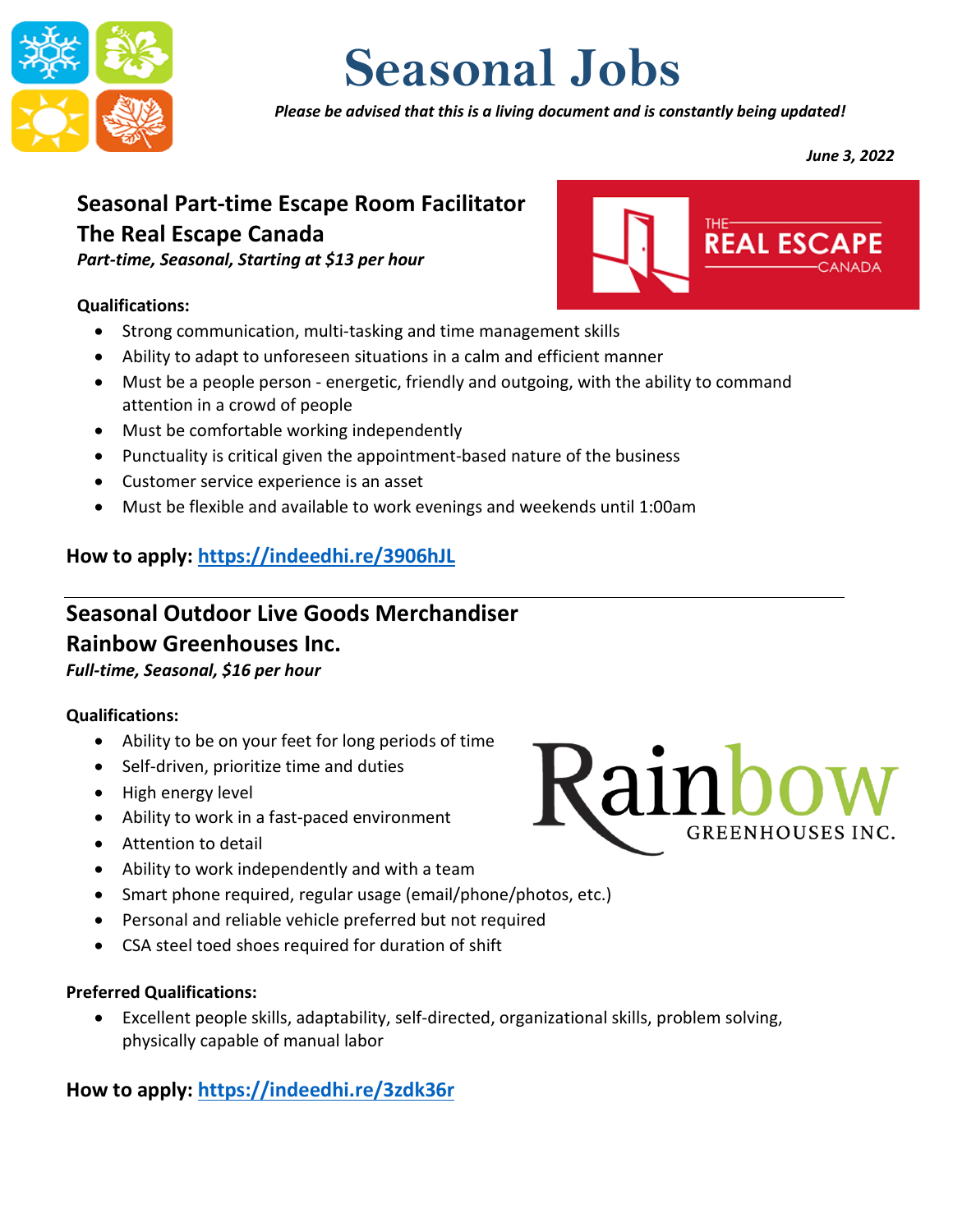# Seasonal Jobs

***Please be advised that this is a living document and is constantly being updated!***

***June 3, 2022***

## Seasonal Part-time Escape Room Facilitator
## The Real Escape Canada

***Part-time, Seasonal, Starting at $13 per hour***

**Qualifications:**

- Strong communication, multi-tasking and time management skills
- Ability to adapt to unforeseen situations in a calm and efficient manner
- Must be a people person - energetic, friendly and outgoing, with the ability to command attention in a crowd of people
- Must be comfortable working independently
- Punctuality is critical given the appointment-based nature of the business
- Customer service experience is an asset
- Must be flexible and available to work evenings and weekends until 1:00am

**How to apply: https://indeedhi.re/3906hJL**

---

## Seasonal Outdoor Live Goods Merchandiser
## Rainbow Greenhouses Inc.

***Full-time, Seasonal, $16 per hour***

**Qualifications:**

- Ability to be on your feet for long periods of time
- Self-driven, prioritize time and duties
- High energy level
- Ability to work in a fast-paced environment
- Attention to detail
- Ability to work independently and with a team
- Smart phone required, regular usage (email/phone/photos, etc.)
- Personal and reliable vehicle preferred but not required
- CSA steel toed shoes required for duration of shift

**Preferred Qualifications:**

- Excellent people skills, adaptability, self-directed, organizational skills, problem solving, physically capable of manual labor

**How to apply: https://indeedhi.re/3zdk36r**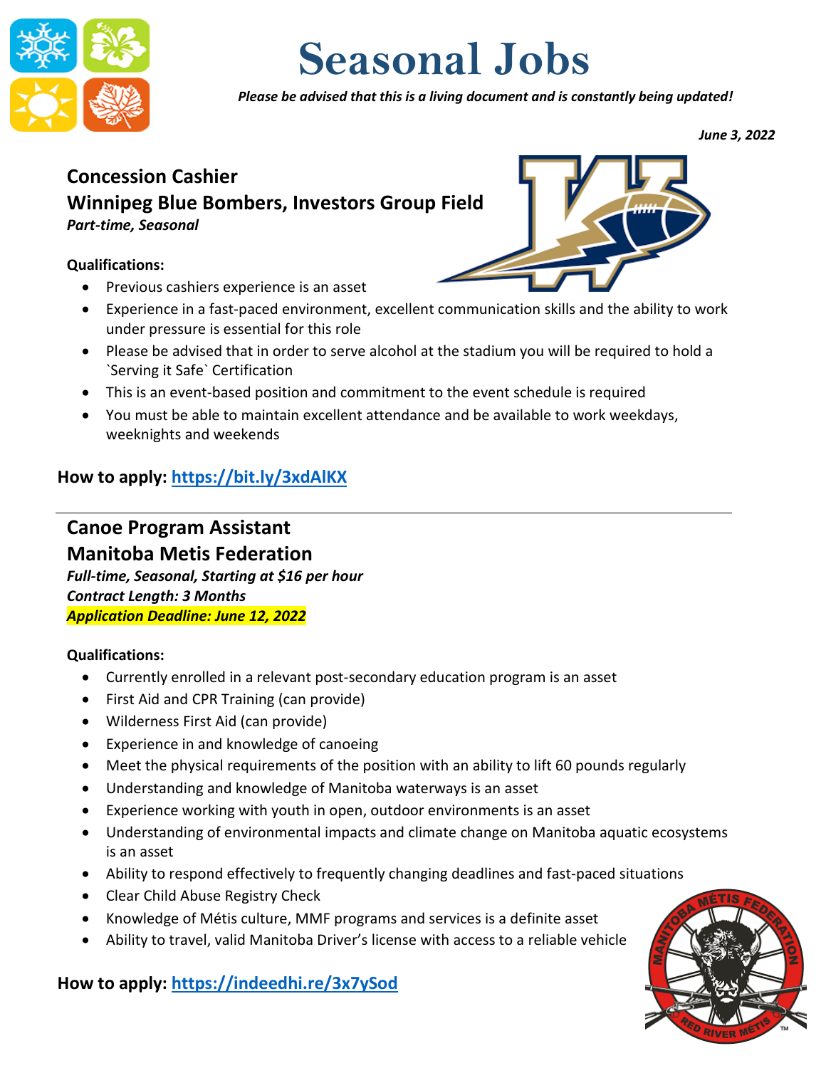# Seasonal Jobs

***Please be advised that this is a living document and is constantly being updated!***

***June 3, 2022***

## Concession Cashier
## Winnipeg Blue Bombers, Investors Group Field

***Part-time, Seasonal***

**Qualifications:**

- Previous cashiers experience is an asset
- Experience in a fast-paced environment, excellent communication skills and the ability to work under pressure is essential for this role
- Please be advised that in order to serve alcohol at the stadium you will be required to hold a `Serving it Safe` Certification
- This is an event-based position and commitment to the event schedule is required
- You must be able to maintain excellent attendance and be available to work weekdays, weeknights and weekends

**How to apply: https://bit.ly/3xdAlKX**

---

## Canoe Program Assistant
## Manitoba Metis Federation

***Full-time, Seasonal, Starting at $16 per hour***
***Contract Length: 3 Months***
***Application Deadline: June 12, 2022***

**Qualifications:**

- Currently enrolled in a relevant post-secondary education program is an asset
- First Aid and CPR Training (can provide)
- Wilderness First Aid (can provide)
- Experience in and knowledge of canoeing
- Meet the physical requirements of the position with an ability to lift 60 pounds regularly
- Understanding and knowledge of Manitoba waterways is an asset
- Experience working with youth in open, outdoor environments is an asset
- Understanding of environmental impacts and climate change on Manitoba aquatic ecosystems is an asset
- Ability to respond effectively to frequently changing deadlines and fast-paced situations
- Clear Child Abuse Registry Check
- Knowledge of Métis culture, MMF programs and services is a definite asset
- Ability to travel, valid Manitoba Driver's license with access to a reliable vehicle

**How to apply: https://indeedhi.re/3x7ySod**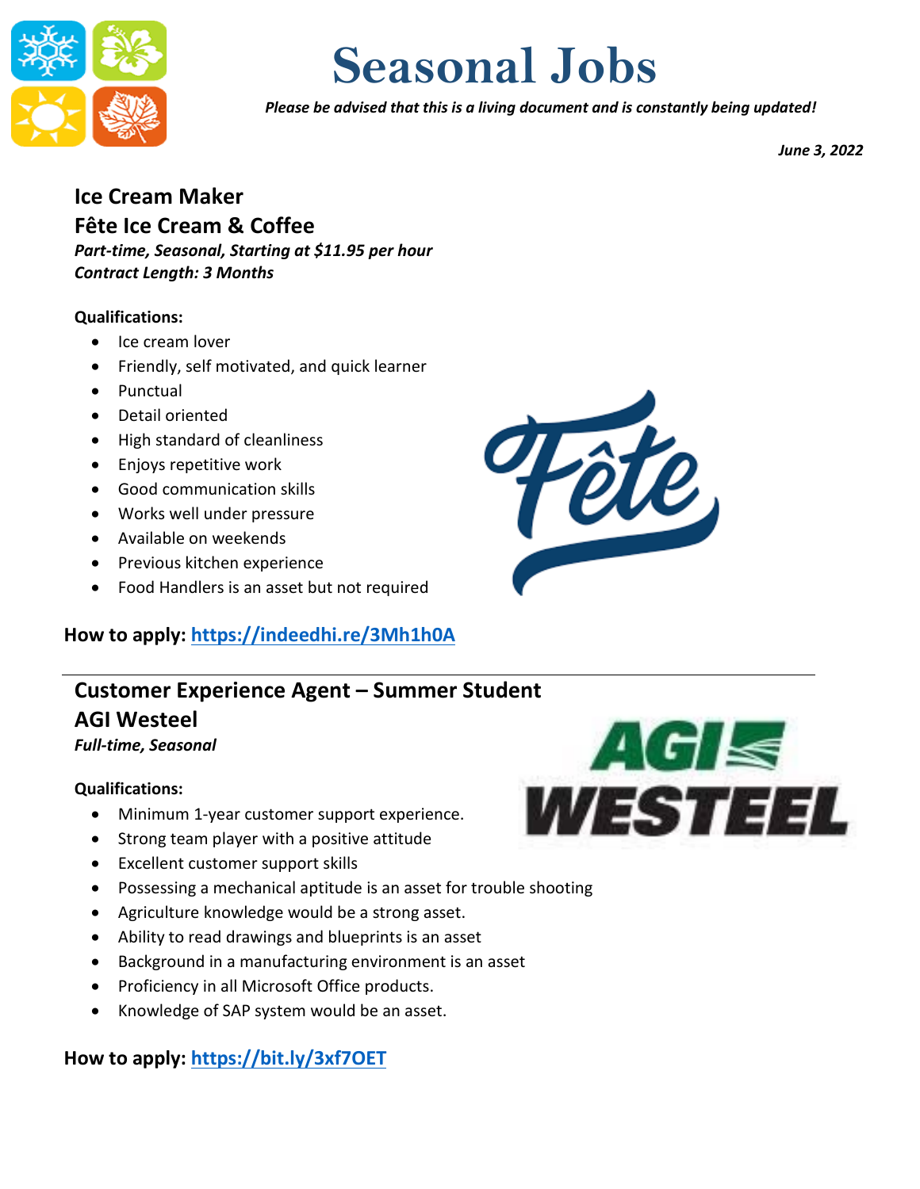# Seasonal Jobs

***Please be advised that this is a living document and is constantly being updated!***

***June 3, 2022***

## Ice Cream Maker

## Fête Ice Cream & Coffee

***Part-time, Seasonal, Starting at $11.95 per hour***
***Contract Length: 3 Months***

**Qualifications:**

- Ice cream lover
- Friendly, self motivated, and quick learner
- Punctual
- Detail oriented
- High standard of cleanliness
- Enjoys repetitive work
- Good communication skills
- Works well under pressure
- Available on weekends
- Previous kitchen experience
- Food Handlers is an asset but not required

**How to apply: https://indeedhi.re/3Mh1h0A**

---

## Customer Experience Agent – Summer Student

## AGI Westeel

***Full-time, Seasonal***

**Qualifications:**

- Minimum 1-year customer support experience.
- Strong team player with a positive attitude
- Excellent customer support skills
- Possessing a mechanical aptitude is an asset for trouble shooting
- Agriculture knowledge would be a strong asset.
- Ability to read drawings and blueprints is an asset
- Background in a manufacturing environment is an asset
- Proficiency in all Microsoft Office products.
- Knowledge of SAP system would be an asset.

**How to apply: https://bit.ly/3xf7OET**